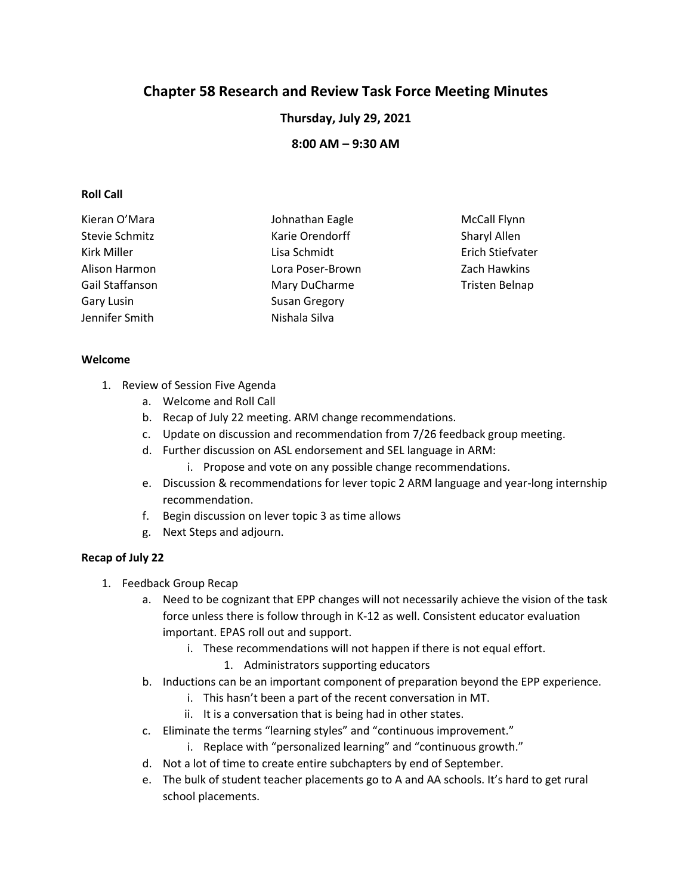# Chapter 58 Research and Review Task Force Meeting Minutes

### Thursday, July 29, 2021

### 8:00 AM – 9:30 AM

**Roll Call**

Kieran O'Mara
Stevie Schmitz
Kirk Miller
Alison Harmon
Gail Staffanson
Gary Lusin
Jennifer Smith
Johnathan Eagle
Karie Orendorff
Lisa Schmidt
Lora Poser-Brown
Mary DuCharme
Susan Gregory
Nishala Silva
McCall Flynn
Sharyl Allen
Erich Stiefvater
Zach Hawkins
Tristen Belnap

**Welcome**

1. Review of Session Five Agenda
    a. Welcome and Roll Call
    b. Recap of July 22 meeting. ARM change recommendations.
    c. Update on discussion and recommendation from 7/26 feedback group meeting.
    d. Further discussion on ASL endorsement and SEL language in ARM:
        i. Propose and vote on any possible change recommendations.
    e. Discussion & recommendations for lever topic 2 ARM language and year-long internship recommendation.
    f. Begin discussion on lever topic 3 as time allows
    g. Next Steps and adjourn.

**Recap of July 22**

1. Feedback Group Recap
    a. Need to be cognizant that EPP changes will not necessarily achieve the vision of the task force unless there is follow through in K-12 as well. Consistent educator evaluation important. EPAS roll out and support.
        i. These recommendations will not happen if there is not equal effort.
            1. Administrators supporting educators
    b. Inductions can be an important component of preparation beyond the EPP experience.
        i. This hasn't been a part of the recent conversation in MT.
        ii. It is a conversation that is being had in other states.
    c. Eliminate the terms "learning styles" and "continuous improvement."
        i. Replace with "personalized learning" and "continuous growth."
    d. Not a lot of time to create entire subchapters by end of September.
    e. The bulk of student teacher placements go to A and AA schools. It's hard to get rural school placements.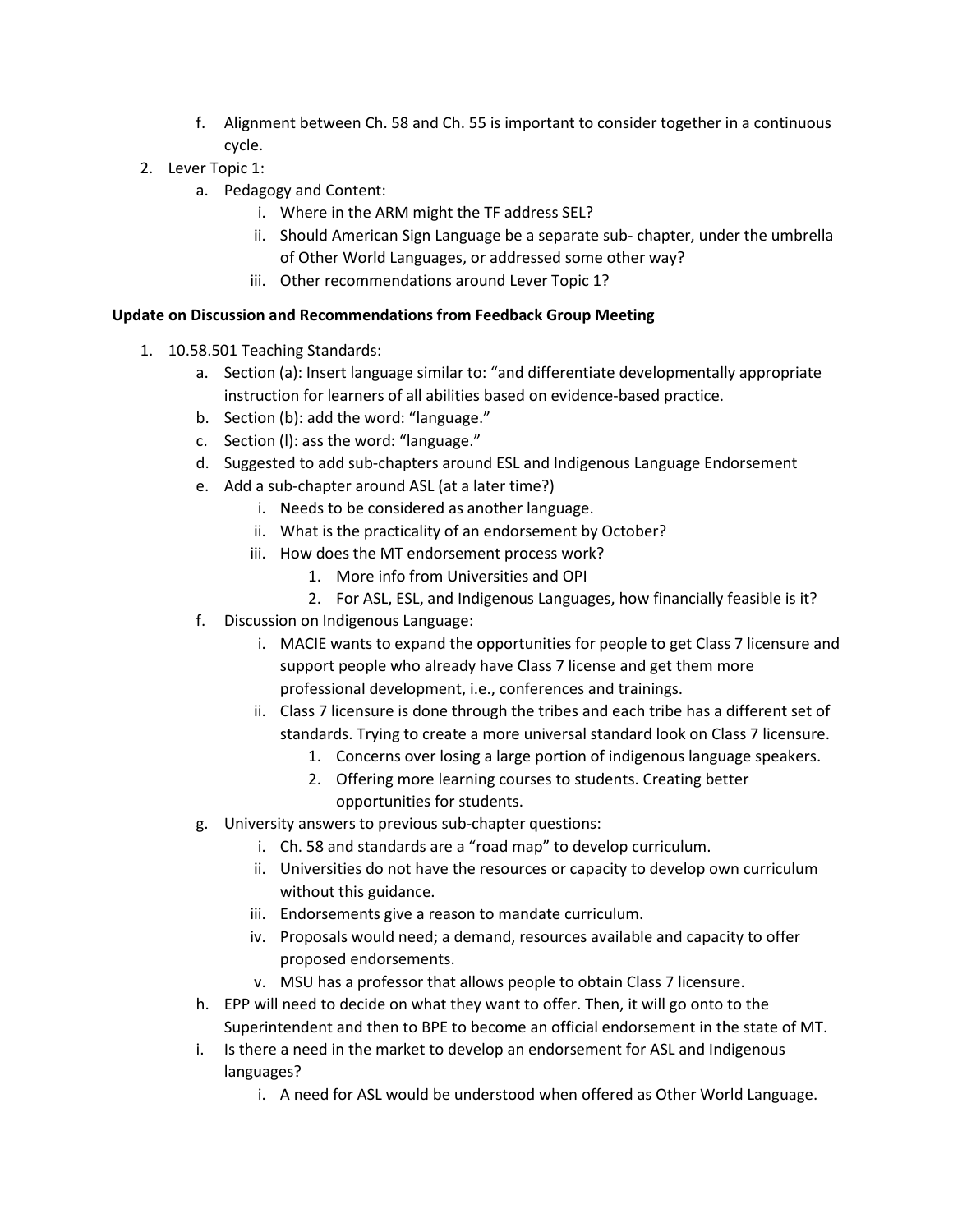f. Alignment between Ch. 58 and Ch. 55 is important to consider together in a continuous cycle.

2. Lever Topic 1:
   a. Pedagogy and Content:
      i. Where in the ARM might the TF address SEL?
      ii. Should American Sign Language be a separate sub- chapter, under the umbrella of Other World Languages, or addressed some other way?
      iii. Other recommendations around Lever Topic 1?

**Update on Discussion and Recommendations from Feedback Group Meeting**

1. 10.58.501 Teaching Standards:
   a. Section (a): Insert language similar to: "and differentiate developmentally appropriate instruction for learners of all abilities based on evidence-based practice.
   b. Section (b): add the word: "language."
   c. Section (l): ass the word: "language."
   d. Suggested to add sub-chapters around ESL and Indigenous Language Endorsement
   e. Add a sub-chapter around ASL (at a later time?)
      i. Needs to be considered as another language.
      ii. What is the practicality of an endorsement by October?
      iii. How does the MT endorsement process work?
         1. More info from Universities and OPI
         2. For ASL, ESL, and Indigenous Languages, how financially feasible is it?
   f. Discussion on Indigenous Language:
      i. MACIE wants to expand the opportunities for people to get Class 7 licensure and support people who already have Class 7 license and get them more professional development, i.e., conferences and trainings.
      ii. Class 7 licensure is done through the tribes and each tribe has a different set of standards. Trying to create a more universal standard look on Class 7 licensure.
         1. Concerns over losing a large portion of indigenous language speakers.
         2. Offering more learning courses to students. Creating better opportunities for students.
   g. University answers to previous sub-chapter questions:
      i. Ch. 58 and standards are a "road map" to develop curriculum.
      ii. Universities do not have the resources or capacity to develop own curriculum without this guidance.
      iii. Endorsements give a reason to mandate curriculum.
      iv. Proposals would need; a demand, resources available and capacity to offer proposed endorsements.
      v. MSU has a professor that allows people to obtain Class 7 licensure.
   h. EPP will need to decide on what they want to offer. Then, it will go onto to the Superintendent and then to BPE to become an official endorsement in the state of MT.
   i. Is there a need in the market to develop an endorsement for ASL and Indigenous languages?
      i. A need for ASL would be understood when offered as Other World Language.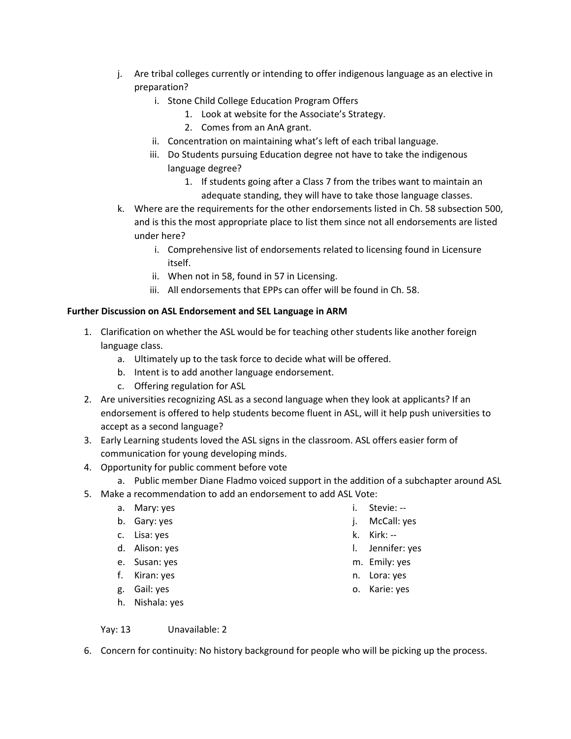j. Are tribal colleges currently or intending to offer indigenous language as an elective in preparation?
    i. Stone Child College Education Program Offers
        1. Look at website for the Associate's Strategy.
        2. Comes from an AnA grant.
    ii. Concentration on maintaining what's left of each tribal language.
    iii. Do Students pursuing Education degree not have to take the indigenous language degree?
        1. If students going after a Class 7 from the tribes want to maintain an adequate standing, they will have to take those language classes.

k. Where are the requirements for the other endorsements listed in Ch. 58 subsection 500, and is this the most appropriate place to list them since not all endorsements are listed under here?
    i. Comprehensive list of endorsements related to licensing found in Licensure itself.
    ii. When not in 58, found in 57 in Licensing.
    iii. All endorsements that EPPs can offer will be found in Ch. 58.

**Further Discussion on ASL Endorsement and SEL Language in ARM**

1. Clarification on whether the ASL would be for teaching other students like another foreign language class.
    a. Ultimately up to the task force to decide what will be offered.
    b. Intent is to add another language endorsement.
    c. Offering regulation for ASL
2. Are universities recognizing ASL as a second language when they look at applicants? If an endorsement is offered to help students become fluent in ASL, will it help push universities to accept as a second language?
3. Early Learning students loved the ASL signs in the classroom. ASL offers easier form of communication for young developing minds.
4. Opportunity for public comment before vote
    a. Public member Diane Fladmo voiced support in the addition of a subchapter around ASL
5. Make a recommendation to add an endorsement to add ASL Vote:
    a. Mary: yes
    b. Gary: yes
    c. Lisa: yes
    d. Alison: yes
    e. Susan: yes
    f. Kiran: yes
    g. Gail: yes
    h. Nishala: yes
    i. Stevie: --
    j. McCall: yes
    k. Kirk: --
    l. Jennifer: yes
    m. Emily: yes
    n. Lora: yes
    o. Karie: yes

    Yay: 13 Unavailable: 2

6. Concern for continuity: No history background for people who will be picking up the process.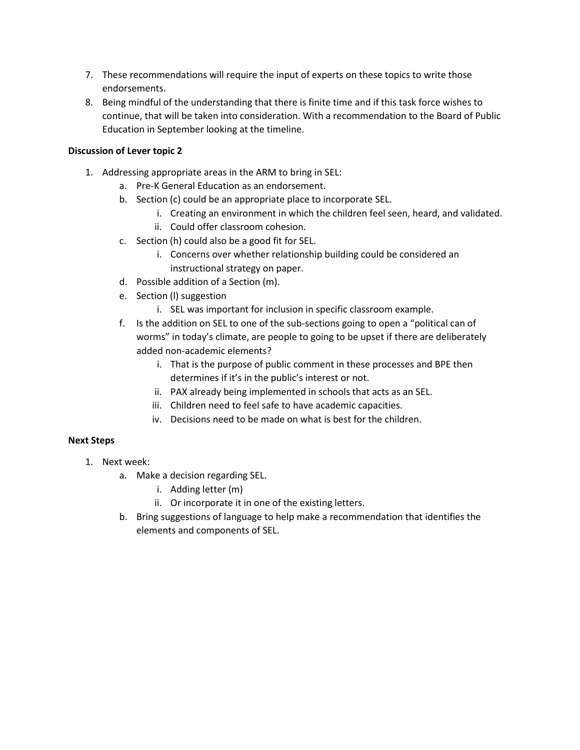7. These recommendations will require the input of experts on these topics to write those endorsements.
8. Being mindful of the understanding that there is finite time and if this task force wishes to continue, that will be taken into consideration. With a recommendation to the Board of Public Education in September looking at the timeline.

**Discussion of Lever topic 2**

1. Addressing appropriate areas in the ARM to bring in SEL:
   a. Pre-K General Education as an endorsement.
   b. Section (c) could be an appropriate place to incorporate SEL.
      i. Creating an environment in which the children feel seen, heard, and validated.
      ii. Could offer classroom cohesion.
   c. Section (h) could also be a good fit for SEL.
      i. Concerns over whether relationship building could be considered an instructional strategy on paper.
   d. Possible addition of a Section (m).
   e. Section (l) suggestion
      i. SEL was important for inclusion in specific classroom example.
   f. Is the addition on SEL to one of the sub-sections going to open a "political can of worms" in today's climate, are people to going to be upset if there are deliberately added non-academic elements?
      i. That is the purpose of public comment in these processes and BPE then determines if it's in the public's interest or not.
      ii. PAX already being implemented in schools that acts as an SEL.
      iii. Children need to feel safe to have academic capacities.
      iv. Decisions need to be made on what is best for the children.

**Next Steps**

1. Next week:
   a. Make a decision regarding SEL.
      i. Adding letter (m)
      ii. Or incorporate it in one of the existing letters.
   b. Bring suggestions of language to help make a recommendation that identifies the elements and components of SEL.